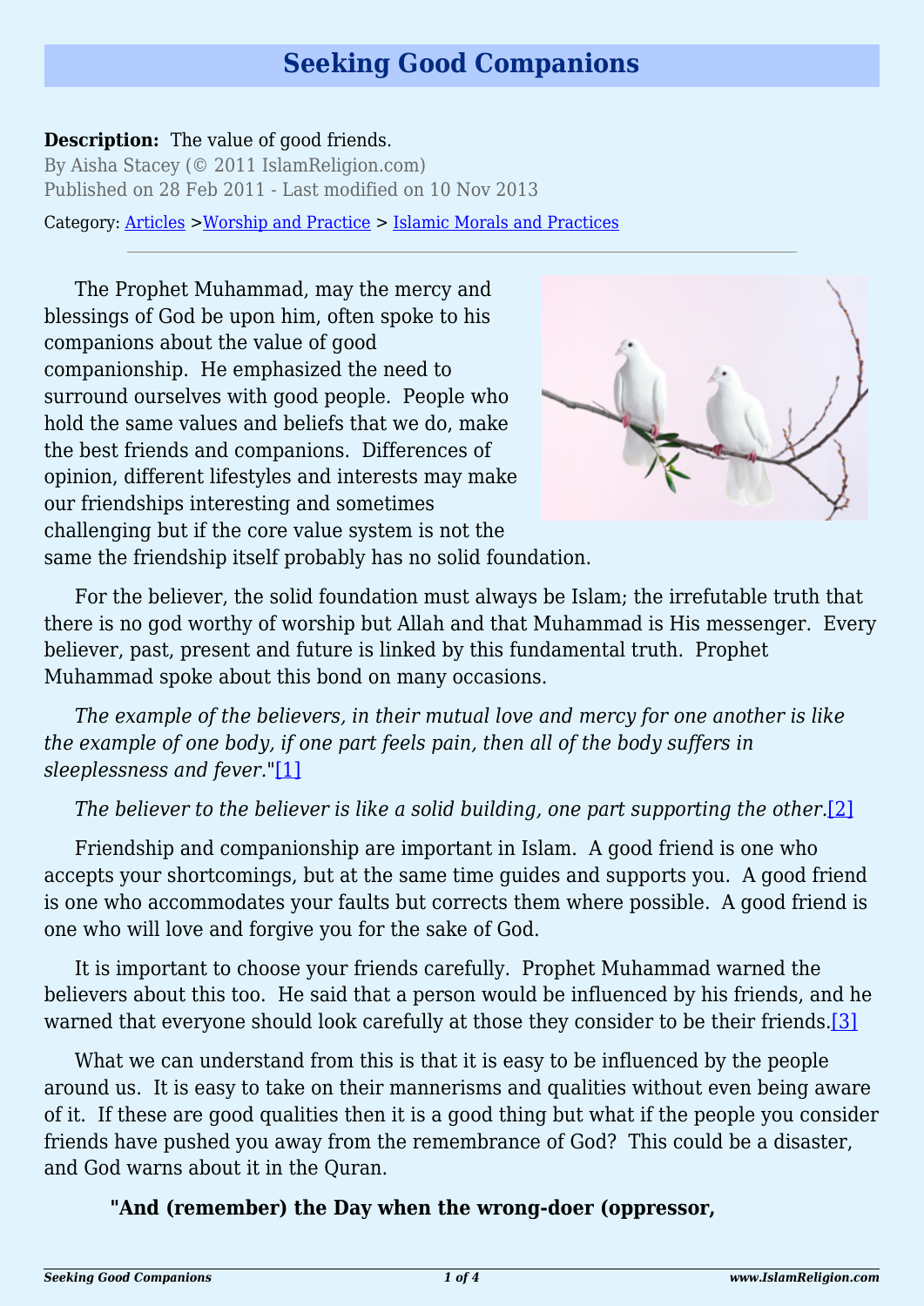# Seeking Good Companions

**Description:** The value of good friends.

By Aisha Stacey (© 2011 IslamReligion.com)

Published on 28 Feb 2011 - Last modified on 10 Nov 2013

Category: Articles >Worship and Practice > Islamic Morals and Practices

---

The Prophet Muhammad, may the mercy and blessings of God be upon him, often spoke to his companions about the value of good companionship. He emphasized the need to surround ourselves with good people. People who hold the same values and beliefs that we do, make the best friends and companions. Differences of opinion, different lifestyles and interests may make our friendships interesting and sometimes challenging but if the core value system is not the same the friendship itself probably has no solid foundation.

For the believer, the solid foundation must always be Islam; the irrefutable truth that there is no god worthy of worship but Allah and that Muhammad is His messenger. Every believer, past, present and future is linked by this fundamental truth. Prophet Muhammad spoke about this bond on many occasions.

*The example of the believers, in their mutual love and mercy for one another is like the example of one body, if one part feels pain, then all of the body suffers in sleeplessness and fever.*"[1]

*The believer to the believer is like a solid building, one part supporting the other.*[2]

Friendship and companionship are important in Islam. A good friend is one who accepts your shortcomings, but at the same time guides and supports you. A good friend is one who accommodates your faults but corrects them where possible. A good friend is one who will love and forgive you for the sake of God.

It is important to choose your friends carefully. Prophet Muhammad warned the believers about this too. He said that a person would be influenced by his friends, and he warned that everyone should look carefully at those they consider to be their friends.[3]

What we can understand from this is that it is easy to be influenced by the people around us. It is easy to take on their mannerisms and qualities without even being aware of it. If these are good qualities then it is a good thing but what if the people you consider friends have pushed you away from the remembrance of God? This could be a disaster, and God warns about it in the Quran.

**"And (remember) the Day when the wrong-doer (oppressor,**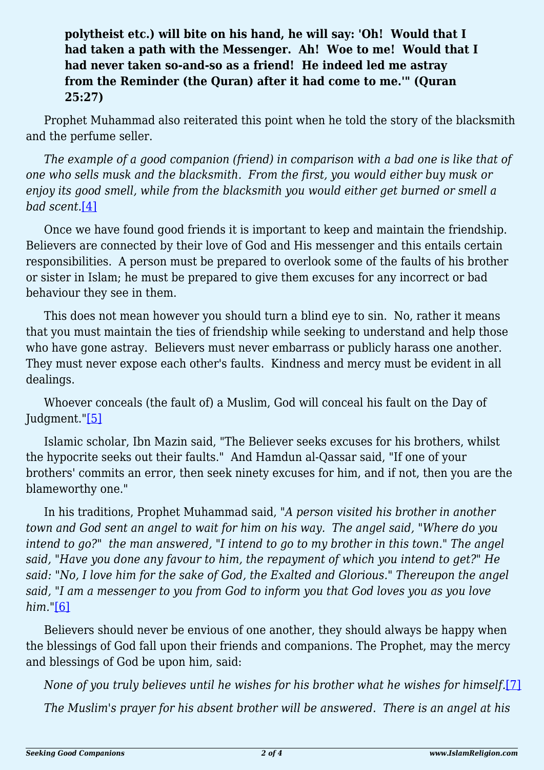**polytheist etc.) will bite on his hand, he will say: 'Oh! Would that I had taken a path with the Messenger. Ah! Woe to me! Would that I had never taken so-and-so as a friend! He indeed led me astray from the Reminder (the Quran) after it had come to me.'" (Quran 25:27)**

Prophet Muhammad also reiterated this point when he told the story of the blacksmith and the perfume seller.

*The example of a good companion (friend) in comparison with a bad one is like that of one who sells musk and the blacksmith. From the first, you would either buy musk or enjoy its good smell, while from the blacksmith you would either get burned or smell a bad scent.*[4]

Once we have found good friends it is important to keep and maintain the friendship. Believers are connected by their love of God and His messenger and this entails certain responsibilities. A person must be prepared to overlook some of the faults of his brother or sister in Islam; he must be prepared to give them excuses for any incorrect or bad behaviour they see in them.

This does not mean however you should turn a blind eye to sin. No, rather it means that you must maintain the ties of friendship while seeking to understand and help those who have gone astray. Believers must never embarrass or publicly harass one another. They must never expose each other's faults. Kindness and mercy must be evident in all dealings.

Whoever conceals (the fault of) a Muslim, God will conceal his fault on the Day of Judgment."[5]

Islamic scholar, Ibn Mazin said, "The Believer seeks excuses for his brothers, whilst the hypocrite seeks out their faults." And Hamdun al-Qassar said, "If one of your brothers' commits an error, then seek ninety excuses for him, and if not, then you are the blameworthy one."

In his traditions, Prophet Muhammad said, "*A person visited his brother in another town and God sent an angel to wait for him on his way. The angel said, "Where do you intend to go?" the man answered, "I intend to go to my brother in this town." The angel said, "Have you done any favour to him, the repayment of which you intend to get?" He said: "No, I love him for the sake of God, the Exalted and Glorious." Thereupon the angel said, "I am a messenger to you from God to inform you that God loves you as you love him.*"[6]

Believers should never be envious of one another, they should always be happy when the blessings of God fall upon their friends and companions. The Prophet, may the mercy and blessings of God be upon him, said:

*None of you truly believes until he wishes for his brother what he wishes for himself.*[7]

*The Muslim's prayer for his absent brother will be answered. There is an angel at his*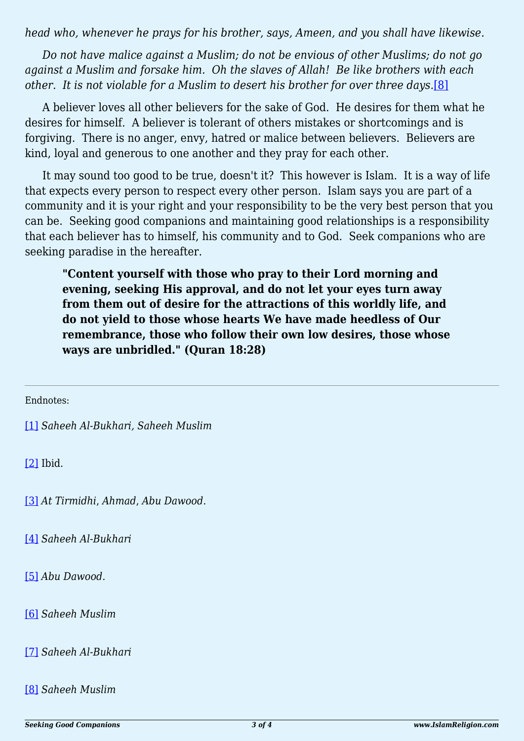*head who, whenever he prays for his brother, says, Ameen, and you shall have likewise.*

*Do not have malice against a Muslim; do not be envious of other Muslims; do not go against a Muslim and forsake him. Oh the slaves of Allah! Be like brothers with each other. It is not violable for a Muslim to desert his brother for over three days.*[8]

A believer loves all other believers for the sake of God. He desires for them what he desires for himself. A believer is tolerant of others mistakes or shortcomings and is forgiving. There is no anger, envy, hatred or malice between believers. Believers are kind, loyal and generous to one another and they pray for each other.

It may sound too good to be true, doesn't it? This however is Islam. It is a way of life that expects every person to respect every other person. Islam says you are part of a community and it is your right and your responsibility to be the very best person that you can be. Seeking good companions and maintaining good relationships is a responsibility that each believer has to himself, his community and to God. Seek companions who are seeking paradise in the hereafter.

> **"Content yourself with those who pray to their Lord morning and evening, seeking His approval, and do not let your eyes turn away from them out of desire for the attractions of this worldly life, and do not yield to those whose hearts We have made heedless of Our remembrance, those who follow their own low desires, those whose ways are unbridled." (Quran 18:28)**

---

Endnotes:

[1] *Saheeh Al-Bukhari, Saheeh Muslim*

[2] Ibid.

[3] *At Tirmidhi, Ahmad, Abu Dawood*.

[4] *Saheeh Al-Bukhari*

[5] *Abu Dawood*.

[6] *Saheeh Muslim*

[7] *Saheeh Al-Bukhari*

[8] *Saheeh Muslim*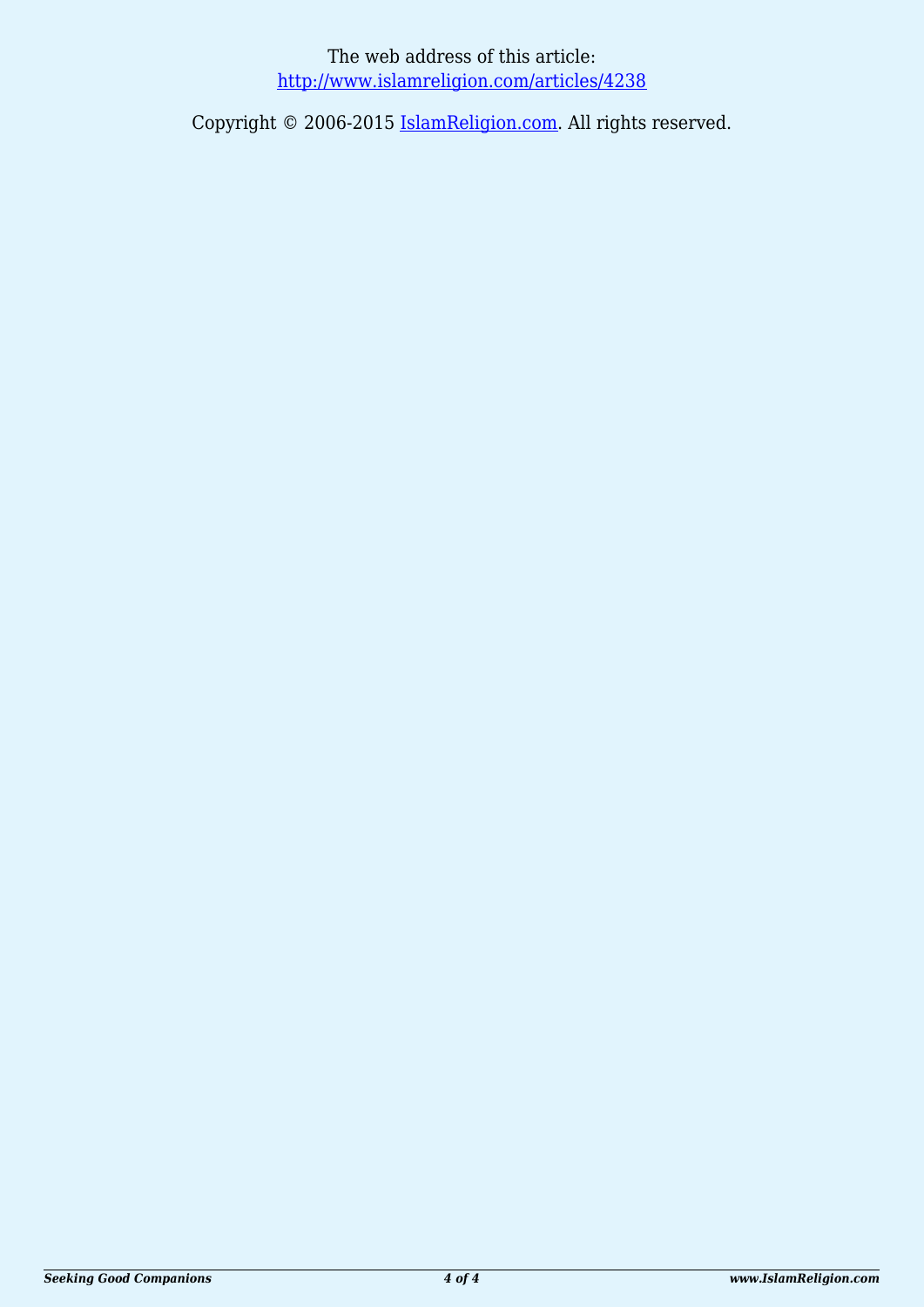The web address of this article:
[http://www.islamreligion.com/articles/4238](http://www.islamreligion.com/articles/4238)

Copyright © 2006-2015 [IslamReligion.com](http://www.islamreligion.com). All rights reserved.